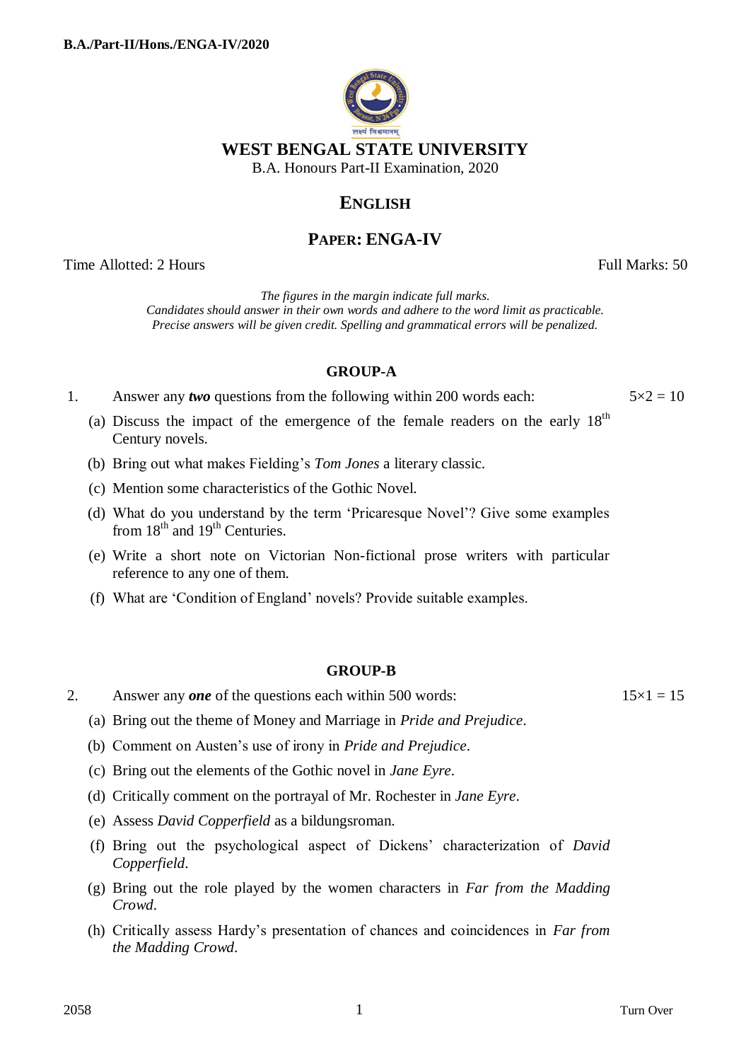**B.A./Part-II/Hons./ENGA-IV/2020**

# WEST BENGAL STATE UNIVERSITY

B.A. Honours Part-II Examination, 2020

## ENGLISH

## PAPER: ENGA-IV

Time Allotted: 2 Hours Full Marks: 50

*The figures in the margin indicate full marks.*
*Candidates should answer in their own words and adhere to the word limit as practicable.*
*Precise answers will be given credit. Spelling and grammatical errors will be penalized.*

### GROUP-A

1. Answer any ***two*** questions from the following within 200 words each: $5\times2 = 10$

(a) Discuss the impact of the emergence of the female readers on the early 18th Century novels.

(b) Bring out what makes Fielding's *Tom Jones* a literary classic.

(c) Mention some characteristics of the Gothic Novel.

(d) What do you understand by the term 'Pricaresque Novel'? Give some examples from 18th and 19th Centuries.

(e) Write a short note on Victorian Non-fictional prose writers with particular reference to any one of them.

(f) What are 'Condition of England' novels? Provide suitable examples.

### GROUP-B

2. Answer any ***one*** of the questions each within 500 words: $15\times1 = 15$

(a) Bring out the theme of Money and Marriage in *Pride and Prejudice*.

(b) Comment on Austen's use of irony in *Pride and Prejudice*.

(c) Bring out the elements of the Gothic novel in *Jane Eyre*.

(d) Critically comment on the portrayal of Mr. Rochester in *Jane Eyre*.

(e) Assess *David Copperfield* as a bildungsroman.

(f) Bring out the psychological aspect of Dickens' characterization of *David Copperfield*.

(g) Bring out the role played by the women characters in *Far from the Madding Crowd*.

(h) Critically assess Hardy's presentation of chances and coincidences in *Far from the Madding Crowd*.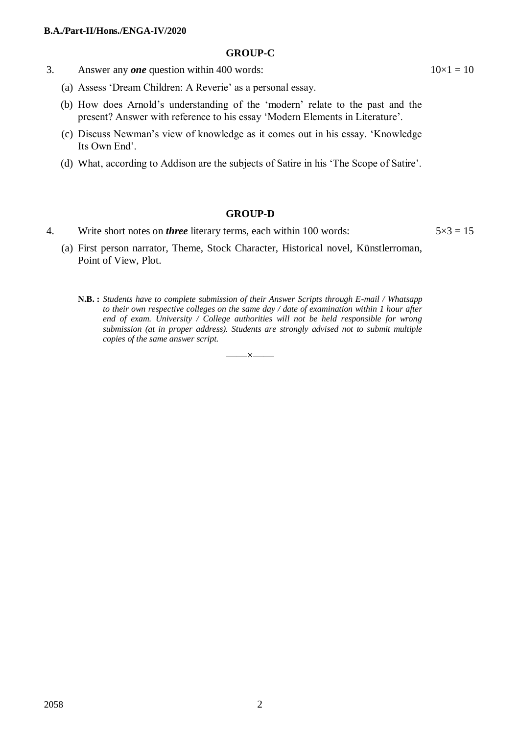## GROUP-C

3. Answer any ***one*** question within 400 words: $10\times1 = 10$

   (a) Assess 'Dream Children: A Reverie' as a personal essay.

   (b) How does Arnold's understanding of the 'modern' relate to the past and the present? Answer with reference to his essay 'Modern Elements in Literature'.

   (c) Discuss Newman's view of knowledge as it comes out in his essay. 'Knowledge Its Own End'.

   (d) What, according to Addison are the subjects of Satire in his 'The Scope of Satire'.

## GROUP-D

4. Write short notes on ***three*** literary terms, each within 100 words: $5\times3 = 15$

   (a) First person narrator, Theme, Stock Character, Historical novel, Künstlerroman, Point of View, Plot.

**N.B. :** *Students have to complete submission of their Answer Scripts through E-mail / Whatsapp to their own respective colleges on the same day / date of examination within 1 hour after end of exam. University / College authorities will not be held responsible for wrong submission (at in proper address). Students are strongly advised not to submit multiple copies of the same answer script.*

——×——